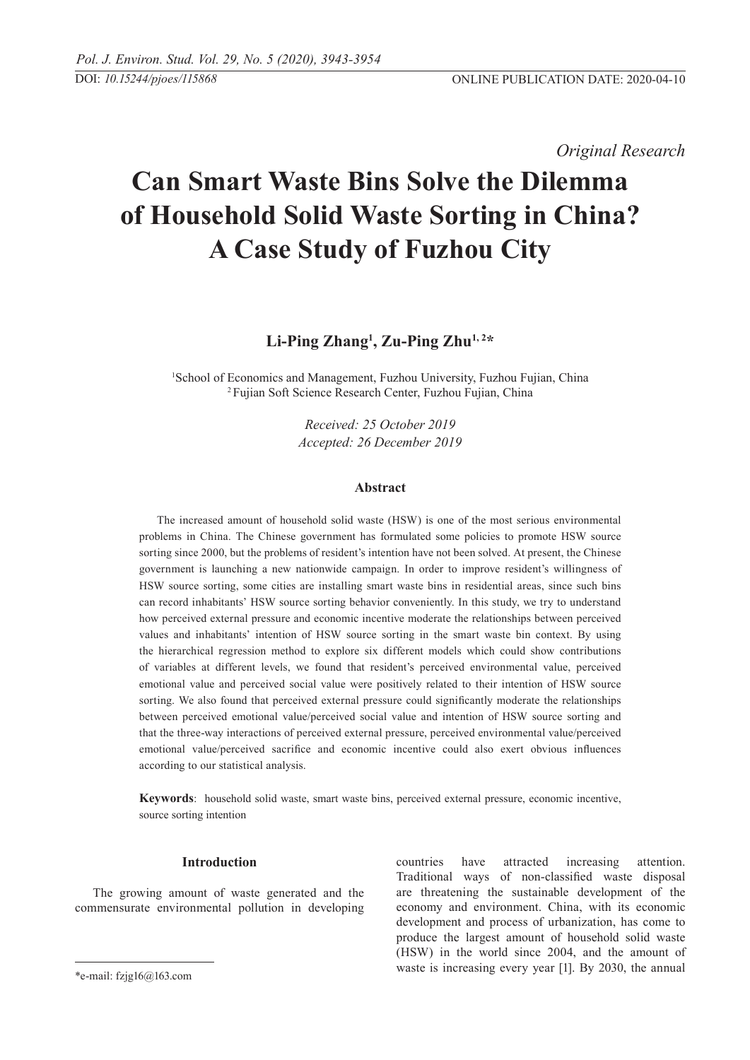*Original Research*

# Can Smart Waste Bins Solve the Dilemma of Household Solid Waste Sorting in China? A Case Study of Fuzhou City

**Li-Ping Zhang[1], Zu-Ping Zhu[1, 2]***

[1]School of Economics and Management, Fuzhou University, Fuzhou Fujian, China
[2]Fujian Soft Science Research Center, Fuzhou Fujian, China

*Received: 25 October 2019*
*Accepted: 26 December 2019*

### Abstract

The increased amount of household solid waste (HSW) is one of the most serious environmental problems in China. The Chinese government has formulated some policies to promote HSW source sorting since 2000, but the problems of resident's intention have not been solved. At present, the Chinese government is launching a new nationwide campaign. In order to improve resident's willingness of HSW source sorting, some cities are installing smart waste bins in residential areas, since such bins can record inhabitants' HSW source sorting behavior conveniently. In this study, we try to understand how perceived external pressure and economic incentive moderate the relationships between perceived values and inhabitants' intention of HSW source sorting in the smart waste bin context. By using the hierarchical regression method to explore six different models which could show contributions of variables at different levels, we found that resident's perceived environmental value, perceived emotional value and perceived social value were positively related to their intention of HSW source sorting. We also found that perceived external pressure could significantly moderate the relationships between perceived emotional value/perceived social value and intention of HSW source sorting and that the three-way interactions of perceived external pressure, perceived environmental value/perceived emotional value/perceived sacrifice and economic incentive could also exert obvious influences according to our statistical analysis.

**Keywords**: household solid waste, smart waste bins, perceived external pressure, economic incentive, source sorting intention

## Introduction

The growing amount of waste generated and the commensurate environmental pollution in developing countries have attracted increasing attention. Traditional ways of non-classified waste disposal are threatening the sustainable development of the economy and environment. China, with its economic development and process of urbanization, has come to produce the largest amount of household solid waste (HSW) in the world since 2004, and the amount of waste is increasing every year [1]. By 2030, the annual

*e-mail: fzjg16@163.com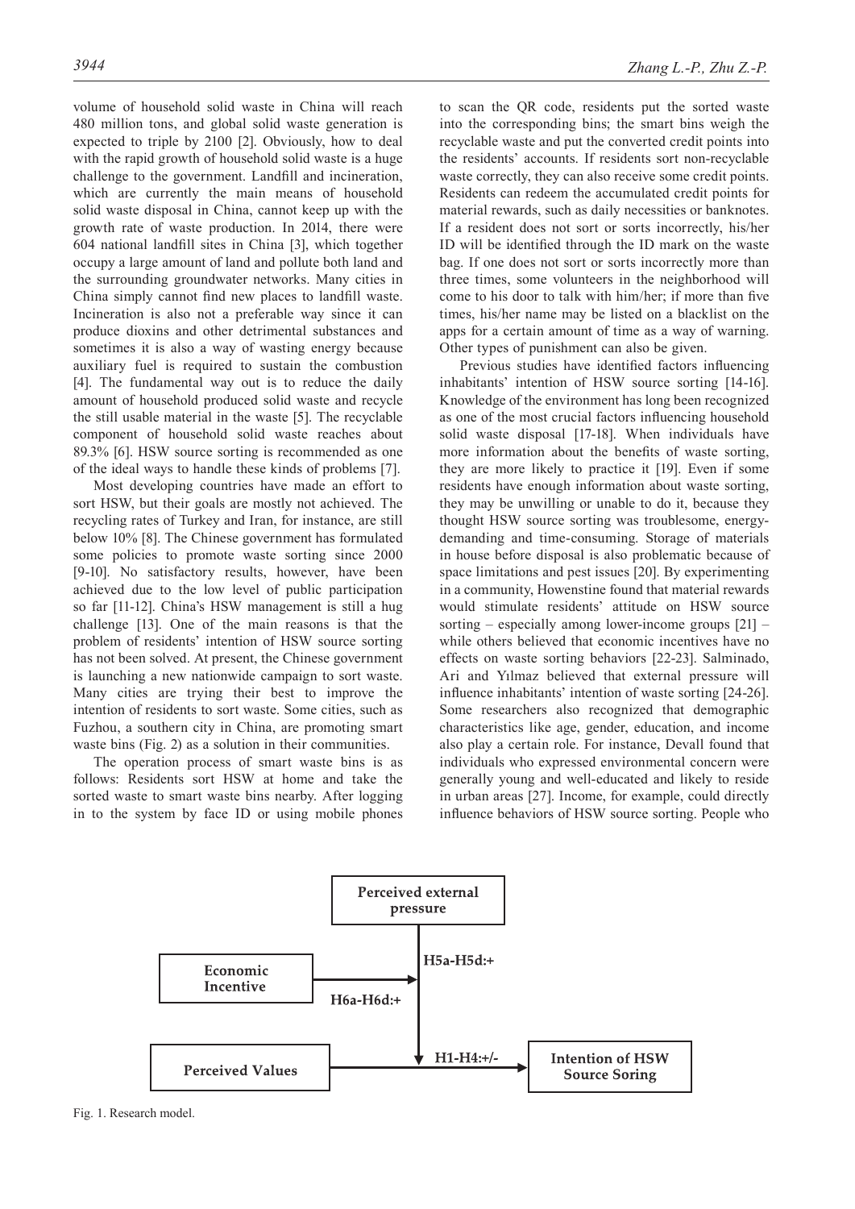volume of household solid waste in China will reach 480 million tons, and global solid waste generation is expected to triple by 2100 [2]. Obviously, how to deal with the rapid growth of household solid waste is a huge challenge to the government. Landfill and incineration, which are currently the main means of household solid waste disposal in China, cannot keep up with the growth rate of waste production. In 2014, there were 604 national landfill sites in China [3], which together occupy a large amount of land and pollute both land and the surrounding groundwater networks. Many cities in China simply cannot find new places to landfill waste. Incineration is also not a preferable way since it can produce dioxins and other detrimental substances and sometimes it is also a way of wasting energy because auxiliary fuel is required to sustain the combustion [4]. The fundamental way out is to reduce the daily amount of household produced solid waste and recycle the still usable material in the waste [5]. The recyclable component of household solid waste reaches about 89.3% [6]. HSW source sorting is recommended as one of the ideal ways to handle these kinds of problems [7].

Most developing countries have made an effort to sort HSW, but their goals are mostly not achieved. The recycling rates of Turkey and Iran, for instance, are still below 10% [8]. The Chinese government has formulated some policies to promote waste sorting since 2000 [9-10]. No satisfactory results, however, have been achieved due to the low level of public participation so far [11-12]. China's HSW management is still a hug challenge [13]. One of the main reasons is that the problem of residents' intention of HSW source sorting has not been solved. At present, the Chinese government is launching a new nationwide campaign to sort waste. Many cities are trying their best to improve the intention of residents to sort waste. Some cities, such as Fuzhou, a southern city in China, are promoting smart waste bins (Fig. 2) as a solution in their communities.

The operation process of smart waste bins is as follows: Residents sort HSW at home and take the sorted waste to smart waste bins nearby. After logging in to the system by face ID or using mobile phones to scan the QR code, residents put the sorted waste into the corresponding bins; the smart bins weigh the recyclable waste and put the converted credit points into the residents' accounts. If residents sort non-recyclable waste correctly, they can also receive some credit points. Residents can redeem the accumulated credit points for material rewards, such as daily necessities or banknotes. If a resident does not sort or sorts incorrectly, his/her ID will be identified through the ID mark on the waste bag. If one does not sort or sorts incorrectly more than three times, some volunteers in the neighborhood will come to his door to talk with him/her; if more than five times, his/her name may be listed on a blacklist on the apps for a certain amount of time as a way of warning. Other types of punishment can also be given.

Previous studies have identified factors influencing inhabitants' intention of HSW source sorting [14-16]. Knowledge of the environment has long been recognized as one of the most crucial factors influencing household solid waste disposal [17-18]. When individuals have more information about the benefits of waste sorting, they are more likely to practice it [19]. Even if some residents have enough information about waste sorting, they may be unwilling or unable to do it, because they thought HSW source sorting was troublesome, energy-demanding and time-consuming. Storage of materials in house before disposal is also problematic because of space limitations and pest issues [20]. By experimenting in a community, Howenstine found that material rewards would stimulate residents' attitude on HSW source sorting – especially among lower-income groups [21] – while others believed that economic incentives have no effects on waste sorting behaviors [22-23]. Salminado, Ari and Yılmaz believed that external pressure will influence inhabitants' intention of waste sorting [24-26]. Some researchers also recognized that demographic characteristics like age, gender, education, and income also play a certain role. For instance, Devall found that individuals who expressed environmental concern were generally young and well-educated and likely to reside in urban areas [27]. Income, for example, could directly influence behaviors of HSW source sorting. People who

Perceived external pressure

H5a-H5d:+

Economic Incentive

H6a-H6d:+

Perceived Values

H1-H4:+/-

Intention of HSW Source Soring

Fig. 1. Research model.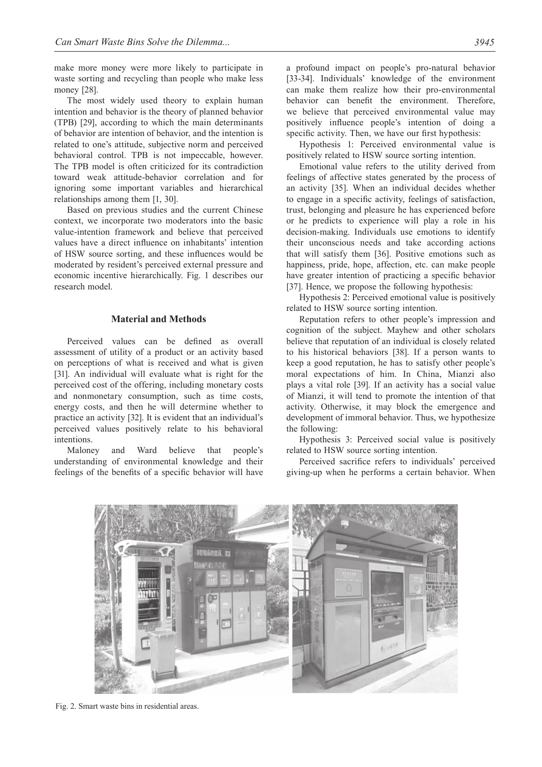make more money were more likely to participate in waste sorting and recycling than people who make less money [28].

The most widely used theory to explain human intention and behavior is the theory of planned behavior (TPB) [29], according to which the main determinants of behavior are intention of behavior, and the intention is related to one's attitude, subjective norm and perceived behavioral control. TPB is not impeccable, however. The TPB model is often criticized for its contradiction toward weak attitude-behavior correlation and for ignoring some important variables and hierarchical relationships among them [1, 30].

Based on previous studies and the current Chinese context, we incorporate two moderators into the basic value-intention framework and believe that perceived values have a direct influence on inhabitants' intention of HSW source sorting, and these influences would be moderated by resident's perceived external pressure and economic incentive hierarchically. Fig. 1 describes our research model.

## Material and Methods

Perceived values can be defined as overall assessment of utility of a product or an activity based on perceptions of what is received and what is given [31]. An individual will evaluate what is right for the perceived cost of the offering, including monetary costs and nonmonetary consumption, such as time costs, energy costs, and then he will determine whether to practice an activity [32]. It is evident that an individual's perceived values positively relate to his behavioral intentions.

Maloney and Ward believe that people's understanding of environmental knowledge and their feelings of the benefits of a specific behavior will have a profound impact on people's pro-natural behavior [33-34]. Individuals' knowledge of the environment can make them realize how their pro-environmental behavior can benefit the environment. Therefore, we believe that perceived environmental value may positively influence people's intention of doing a specific activity. Then, we have our first hypothesis:

Hypothesis 1: Perceived environmental value is positively related to HSW source sorting intention.

Emotional value refers to the utility derived from feelings of affective states generated by the process of an activity [35]. When an individual decides whether to engage in a specific activity, feelings of satisfaction, trust, belonging and pleasure he has experienced before or he predicts to experience will play a role in his decision-making. Individuals use emotions to identify their unconscious needs and take according actions that will satisfy them [36]. Positive emotions such as happiness, pride, hope, affection, etc. can make people have greater intention of practicing a specific behavior [37]. Hence, we propose the following hypothesis:

Hypothesis 2: Perceived emotional value is positively related to HSW source sorting intention.

Reputation refers to other people's impression and cognition of the subject. Mayhew and other scholars believe that reputation of an individual is closely related to his historical behaviors [38]. If a person wants to keep a good reputation, he has to satisfy other people's moral expectations of him. In China, Mianzi also plays a vital role [39]. If an activity has a social value of Mianzi, it will tend to promote the intention of that activity. Otherwise, it may block the emergence and development of immoral behavior. Thus, we hypothesize the following:

Hypothesis 3: Perceived social value is positively related to HSW source sorting intention.

Perceived sacrifice refers to individuals' perceived giving-up when he performs a certain behavior. When

Fig. 2. Smart waste bins in residential areas.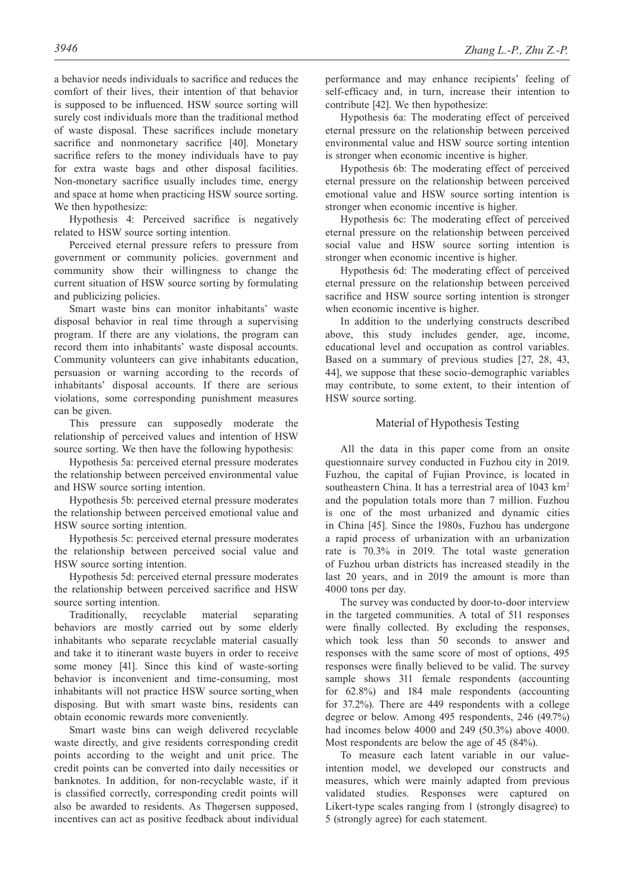a behavior needs individuals to sacrifice and reduces the comfort of their lives, their intention of that behavior is supposed to be influenced. HSW source sorting will surely cost individuals more than the traditional method of waste disposal. These sacrifices include monetary sacrifice and nonmonetary sacrifice [40]. Monetary sacrifice refers to the money individuals have to pay for extra waste bags and other disposal facilities. Non-monetary sacrifice usually includes time, energy and space at home when practicing HSW source sorting. We then hypothesize:

Hypothesis 4: Perceived sacrifice is negatively related to HSW source sorting intention.

Perceived eternal pressure refers to pressure from government or community policies. government and community show their willingness to change the current situation of HSW source sorting by formulating and publicizing policies.

Smart waste bins can monitor inhabitants' waste disposal behavior in real time through a supervising program. If there are any violations, the program can record them into inhabitants' waste disposal accounts. Community volunteers can give inhabitants education, persuasion or warning according to the records of inhabitants' disposal accounts. If there are serious violations, some corresponding punishment measures can be given.

This pressure can supposedly moderate the relationship of perceived values and intention of HSW source sorting. We then have the following hypothesis:

Hypothesis 5a: perceived eternal pressure moderates the relationship between perceived environmental value and HSW source sorting intention.

Hypothesis 5b: perceived eternal pressure moderates the relationship between perceived emotional value and HSW source sorting intention.

Hypothesis 5c: perceived eternal pressure moderates the relationship between perceived social value and HSW source sorting intention.

Hypothesis 5d: perceived eternal pressure moderates the relationship between perceived sacrifice and HSW source sorting intention.

Traditionally, recyclable material separating behaviors are mostly carried out by some elderly inhabitants who separate recyclable material casually and take it to itinerant waste buyers in order to receive some money [41]. Since this kind of waste-sorting behavior is inconvenient and time-consuming, most inhabitants will not practice HSW source sorting when disposing. But with smart waste bins, residents can obtain economic rewards more conveniently.

Smart waste bins can weigh delivered recyclable waste directly, and give residents corresponding credit points according to the weight and unit price. The credit points can be converted into daily necessities or banknotes. In addition, for non-recyclable waste, if it is classified correctly, corresponding credit points will also be awarded to residents. As Thøgersen supposed, incentives can act as positive feedback about individual performance and may enhance recipients' feeling of self-efficacy and, in turn, increase their intention to contribute [42]. We then hypothesize:

Hypothesis 6a: The moderating effect of perceived eternal pressure on the relationship between perceived environmental value and HSW source sorting intention is stronger when economic incentive is higher.

Hypothesis 6b: The moderating effect of perceived eternal pressure on the relationship between perceived emotional value and HSW source sorting intention is stronger when economic incentive is higher.

Hypothesis 6c: The moderating effect of perceived eternal pressure on the relationship between perceived social value and HSW source sorting intention is stronger when economic incentive is higher.

Hypothesis 6d: The moderating effect of perceived eternal pressure on the relationship between perceived sacrifice and HSW source sorting intention is stronger when economic incentive is higher.

In addition to the underlying constructs described above, this study includes gender, age, income, educational level and occupation as control variables. Based on a summary of previous studies [27, 28, 43, 44], we suppose that these socio-demographic variables may contribute, to some extent, to their intention of HSW source sorting.

## Material of Hypothesis Testing

All the data in this paper come from an onsite questionnaire survey conducted in Fuzhou city in 2019. Fuzhou, the capital of Fujian Province, is located in southeastern China. It has a terrestrial area of 1043 km$^2$ and the population totals more than 7 million. Fuzhou is one of the most urbanized and dynamic cities in China [45]. Since the 1980s, Fuzhou has undergone a rapid process of urbanization with an urbanization rate is 70.3% in 2019. The total waste generation of Fuzhou urban districts has increased steadily in the last 20 years, and in 2019 the amount is more than 4000 tons per day.

The survey was conducted by door-to-door interview in the targeted communities. A total of 511 responses were finally collected. By excluding the responses, which took less than 50 seconds to answer and responses with the same score of most of options, 495 responses were finally believed to be valid. The survey sample shows 311 female respondents (accounting for 62.8%) and 184 male respondents (accounting for 37.2%). There are 449 respondents with a college degree or below. Among 495 respondents, 246 (49.7%) had incomes below 4000 and 249 (50.3%) above 4000. Most respondents are below the age of 45 (84%).

To measure each latent variable in our value-intention model, we developed our constructs and measures, which were mainly adapted from previous validated studies. Responses were captured on Likert-type scales ranging from 1 (strongly disagree) to 5 (strongly agree) for each statement.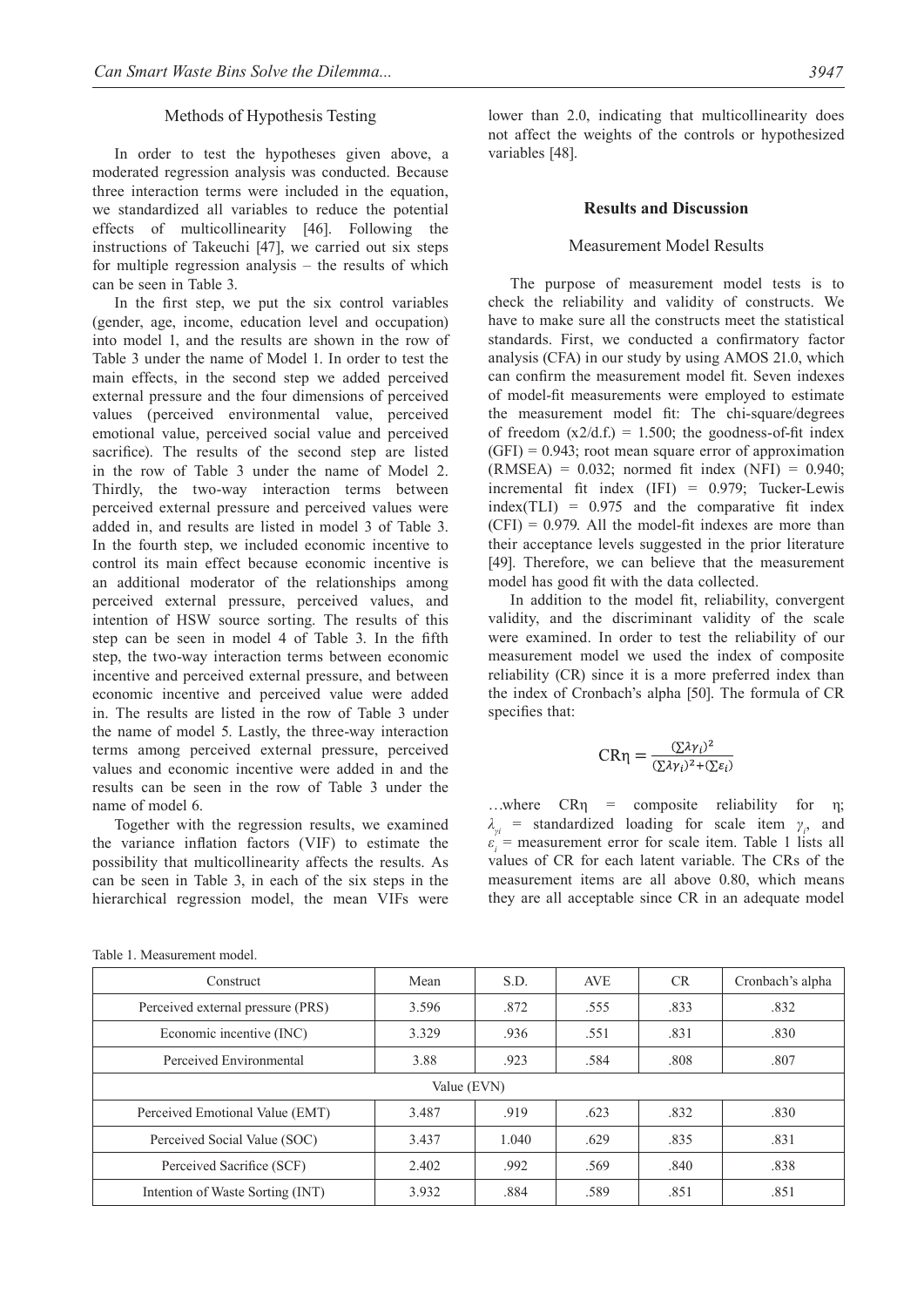## Methods of Hypothesis Testing

In order to test the hypotheses given above, a moderated regression analysis was conducted. Because three interaction terms were included in the equation, we standardized all variables to reduce the potential effects of multicollinearity [46]. Following the instructions of Takeuchi [47], we carried out six steps for multiple regression analysis – the results of which can be seen in Table 3.

In the first step, we put the six control variables (gender, age, income, education level and occupation) into model 1, and the results are shown in the row of Table 3 under the name of Model 1. In order to test the main effects, in the second step we added perceived external pressure and the four dimensions of perceived values (perceived environmental value, perceived emotional value, perceived social value and perceived sacrifice). The results of the second step are listed in the row of Table 3 under the name of Model 2. Thirdly, the two-way interaction terms between perceived external pressure and perceived values were added in, and results are listed in model 3 of Table 3. In the fourth step, we included economic incentive to control its main effect because economic incentive is an additional moderator of the relationships among perceived external pressure, perceived values, and intention of HSW source sorting. The results of this step can be seen in model 4 of Table 3. In the fifth step, the two-way interaction terms between economic incentive and perceived external pressure, and between economic incentive and perceived value were added in. The results are listed in the row of Table 3 under the name of model 5. Lastly, the three-way interaction terms among perceived external pressure, perceived values and economic incentive were added in and the results can be seen in the row of Table 3 under the name of model 6.

Together with the regression results, we examined the variance inflation factors (VIF) to estimate the possibility that multicollinearity affects the results. As can be seen in Table 3, in each of the six steps in the hierarchical regression model, the mean VIFs were lower than 2.0, indicating that multicollinearity does not affect the weights of the controls or hypothesized variables [48].

# Results and Discussion

## Measurement Model Results

The purpose of measurement model tests is to check the reliability and validity of constructs. We have to make sure all the constructs meet the statistical standards. First, we conducted a confirmatory factor analysis (CFA) in our study by using AMOS 21.0, which can confirm the measurement model fit. Seven indexes of model-fit measurements were employed to estimate the measurement model fit: The chi-square/degrees of freedom ($x2/d.f.$) = 1.500; the goodness-of-fit index (GFI) = 0.943; root mean square error of approximation (RMSEA) = 0.032; normed fit index (NFI) = 0.940; incremental fit index (IFI) = 0.979; Tucker-Lewis index(TLI) = 0.975 and the comparative fit index (CFI) = 0.979. All the model-fit indexes are more than their acceptance levels suggested in the prior literature [49]. Therefore, we can believe that the measurement model has good fit with the data collected.

In addition to the model fit, reliability, convergent validity, and the discriminant validity of the scale were examined. In order to test the reliability of our measurement model we used the index of composite reliability (CR) since it is a more preferred index than the index of Cronbach's alpha [50]. The formula of CR specifies that:

$$\mathrm{CR}\eta = \frac{(\sum \lambda \gamma_i)^2}{(\sum \lambda \gamma_i)^2 + (\sum \varepsilon_i)}$$

…where $\mathrm{CR}\eta$ = composite reliability for $\eta$; $\lambda_{\gamma i}$ = standardized loading for scale item $\gamma_i$, and $\varepsilon_i$ = measurement error for scale item. Table 1 lists all values of CR for each latent variable. The CRs of the measurement items are all above 0.80, which means they are all acceptable since CR in an adequate model

Table 1. Measurement model.

| Construct | Mean | S.D. | AVE | CR | Cronbach's alpha |
|---|---|---|---|---|---|
| Perceived external pressure (PRS) | 3.596 | .872 | .555 | .833 | .832 |
| Economic incentive (INC) | 3.329 | .936 | .551 | .831 | .830 |
| Perceived Environmental Value (EVN) | 3.88 | .923 | .584 | .808 | .807 |
| Perceived Emotional Value (EMT) | 3.487 | .919 | .623 | .832 | .830 |
| Perceived Social Value (SOC) | 3.437 | 1.040 | .629 | .835 | .831 |
| Perceived Sacrifice (SCF) | 2.402 | .992 | .569 | .840 | .838 |
| Intention of Waste Sorting (INT) | 3.932 | .884 | .589 | .851 | .851 |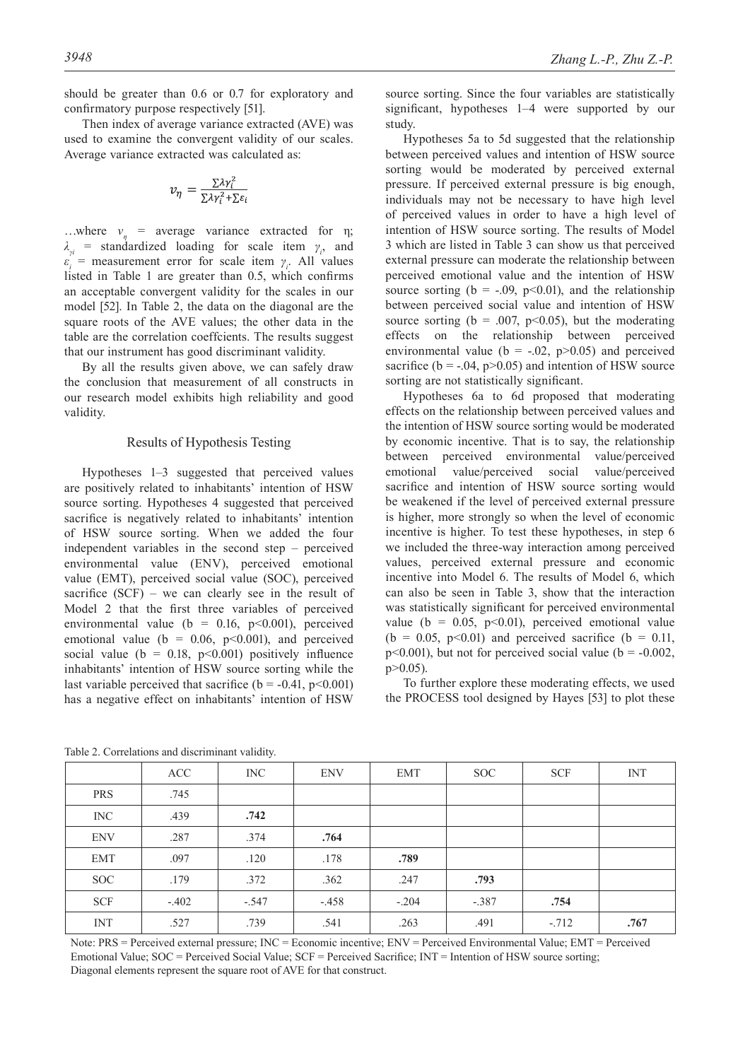should be greater than 0.6 or 0.7 for exploratory and confirmatory purpose respectively [51].

Then index of average variance extracted (AVE) was used to examine the convergent validity of our scales. Average variance extracted was calculated as:

$$v_\eta = \frac{\sum \lambda \gamma_i^2}{\sum \lambda \gamma_i^2 + \sum \varepsilon_i}$$

…where $v_\eta$ = average variance extracted for η; $\lambda_{\gamma i}$ = standardized loading for scale item $\gamma_i$, and $\varepsilon_i$ = measurement error for scale item $\gamma_i$. All values listed in Table 1 are greater than 0.5, which confirms an acceptable convergent validity for the scales in our model [52]. In Table 2, the data on the diagonal are the square roots of the AVE values; the other data in the table are the correlation coeffcients. The results suggest that our instrument has good discriminant validity.

By all the results given above, we can safely draw the conclusion that measurement of all constructs in our research model exhibits high reliability and good validity.

## Results of Hypothesis Testing

Hypotheses 1–3 suggested that perceived values are positively related to inhabitants' intention of HSW source sorting. Hypotheses 4 suggested that perceived sacrifice is negatively related to inhabitants' intention of HSW source sorting. When we added the four independent variables in the second step – perceived environmental value (ENV), perceived emotional value (EMT), perceived social value (SOC), perceived sacrifice (SCF) – we can clearly see in the result of Model 2 that the first three variables of perceived environmental value (b = 0.16, $p<0.001$), perceived emotional value (b = 0.06, $p<0.001$), and perceived social value (b = 0.18, $p<0.001$) positively influence inhabitants' intention of HSW source sorting while the last variable perceived that sacrifice (b = -0.41, $p<0.001$) has a negative effect on inhabitants' intention of HSW source sorting. Since the four variables are statistically significant, hypotheses 1–4 were supported by our study.

Hypotheses 5a to 5d suggested that the relationship between perceived values and intention of HSW source sorting would be moderated by perceived external pressure. If perceived external pressure is big enough, individuals may not be necessary to have high level of perceived values in order to have a high level of intention of HSW source sorting. The results of Model 3 which are listed in Table 3 can show us that perceived external pressure can moderate the relationship between perceived emotional value and the intention of HSW source sorting (b = -.09, $p<0.01$), and the relationship between perceived social value and intention of HSW source sorting (b = .007, $p<0.05$), but the moderating effects on the relationship between perceived environmental value (b = -.02, $p>0.05$) and perceived sacrifice (b = -.04, $p>0.05$) and intention of HSW source sorting are not statistically significant.

Hypotheses 6a to 6d proposed that moderating effects on the relationship between perceived values and the intention of HSW source sorting would be moderated by economic incentive. That is to say, the relationship between perceived environmental value/perceived emotional value/perceived social value/perceived sacrifice and intention of HSW source sorting would be weakened if the level of perceived external pressure is higher, more strongly so when the level of economic incentive is higher. To test these hypotheses, in step 6 we included the three-way interaction among perceived values, perceived external pressure and economic incentive into Model 6. The results of Model 6, which can also be seen in Table 3, show that the interaction was statistically significant for perceived environmental value (b = 0.05, $p<0.01$), perceived emotional value (b = 0.05, $p<0.01$) and perceived sacrifice (b = 0.11, $p<0.001$), but not for perceived social value (b = -0.002, $p>0.05$).

To further explore these moderating effects, we used the PROCESS tool designed by Hayes [53] to plot these

Table 2. Correlations and discriminant validity.

| | ACC | INC | ENV | EMT | SOC | SCF | INT |
|---|---|---|---|---|---|---|---|
| PRS | .745 | | | | | | |
| INC | .439 | **.742** | | | | | |
| ENV | .287 | .374 | **.764** | | | | |
| EMT | .097 | .120 | .178 | **.789** | | | |
| SOC | .179 | .372 | .362 | .247 | **.793** | | |
| SCF | -.402 | -.547 | -.458 | -.204 | -.387 | **.754** | |
| INT | .527 | .739 | .541 | .263 | .491 | -.712 | **.767** |

Note: PRS = Perceived external pressure; INC = Economic incentive; ENV = Perceived Environmental Value; EMT = Perceived Emotional Value; SOC = Perceived Social Value; SCF = Perceived Sacrifice; INT = Intention of HSW source sorting; Diagonal elements represent the square root of AVE for that construct.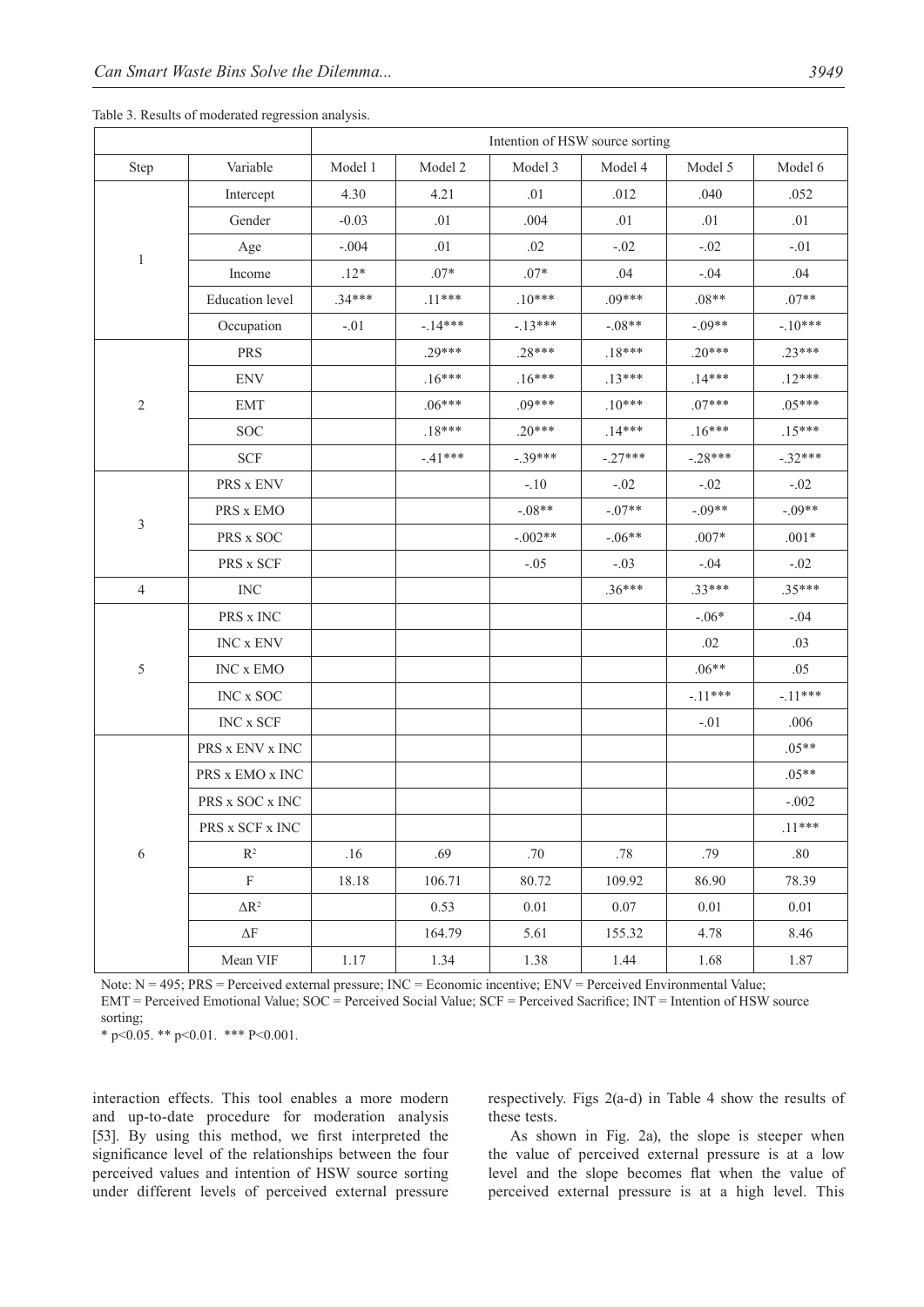Table 3. Results of moderated regression analysis.

| | | Intention of HSW source sorting | | | | | |
|---|---|---|---|---|---|---|---|
| Step | Variable | Model 1 | Model 2 | Model 3 | Model 4 | Model 5 | Model 6 |
| 1 | Intercept | 4.30 | 4.21 | .01 | .012 | .040 | .052 |
| | Gender | -0.03 | .01 | .004 | .01 | .01 | .01 |
| | Age | -.004 | .01 | .02 | -.02 | -.02 | -.01 |
| | Income | .12* | .07* | .07* | .04 | -.04 | .04 |
| | Education level | .34*** | .11*** | .10*** | .09*** | .08** | .07** |
| | Occupation | -.01 | -.14*** | -.13*** | -.08** | -.09** | -.10*** |
| 2 | PRS | | .29*** | .28*** | .18*** | .20*** | .23*** |
| | ENV | | .16*** | .16*** | .13*** | .14*** | .12*** |
| | EMT | | .06*** | .09*** | .10*** | .07*** | .05*** |
| | SOC | | .18*** | .20*** | .14*** | .16*** | .15*** |
| | SCF | | -.41*** | -.39*** | -.27*** | -.28*** | -.32*** |
| 3 | PRS x ENV | | | -.10 | -.02 | -.02 | -.02 |
| | PRS x EMO | | | -.08** | -.07** | -.09** | -.09** |
| | PRS x SOC | | | -.002** | -.06** | .007* | .001* |
| | PRS x SCF | | | -.05 | -.03 | -.04 | -.02 |
| 4 | INC | | | | .36*** | .33*** | .35*** |
| 5 | PRS x INC | | | | | -.06* | -.04 |
| | INC x ENV | | | | | .02 | .03 |
| | INC x EMO | | | | | .06** | .05 |
| | INC x SOC | | | | | -.11*** | -.11*** |
| | INC x SCF | | | | | -.01 | .006 |
| 6 | PRS x ENV x INC | | | | | | .05** |
| | PRS x EMO x INC | | | | | | .05** |
| | PRS x SOC x INC | | | | | | -.002 |
| | PRS x SCF x INC | | | | | | .11*** |
| | $R^2$ | .16 | .69 | .70 | .78 | .79 | .80 |
| | F | 18.18 | 106.71 | 80.72 | 109.92 | 86.90 | 78.39 |
| | $\Delta R^2$ | | 0.53 | 0.01 | 0.07 | 0.01 | 0.01 |
| | $\Delta F$ | | 164.79 | 5.61 | 155.32 | 4.78 | 8.46 |
| | Mean VIF | 1.17 | 1.34 | 1.38 | 1.44 | 1.68 | 1.87 |

Note: N = 495; PRS = Perceived external pressure; INC = Economic incentive; ENV = Perceived Environmental Value; EMT = Perceived Emotional Value; SOC = Perceived Social Value; SCF = Perceived Sacrifice; INT = Intention of HSW source sorting;

\* $p<0.05$. \*\* $p<0.01$. \*\*\* $P<0.001$.

interaction effects. This tool enables a more modern and up-to-date procedure for moderation analysis [53]. By using this method, we first interpreted the significance level of the relationships between the four perceived values and intention of HSW source sorting under different levels of perceived external pressure respectively. Figs 2(a-d) in Table 4 show the results of these tests.

As shown in Fig. 2a), the slope is steeper when the value of perceived external pressure is at a low level and the slope becomes flat when the value of perceived external pressure is at a high level. This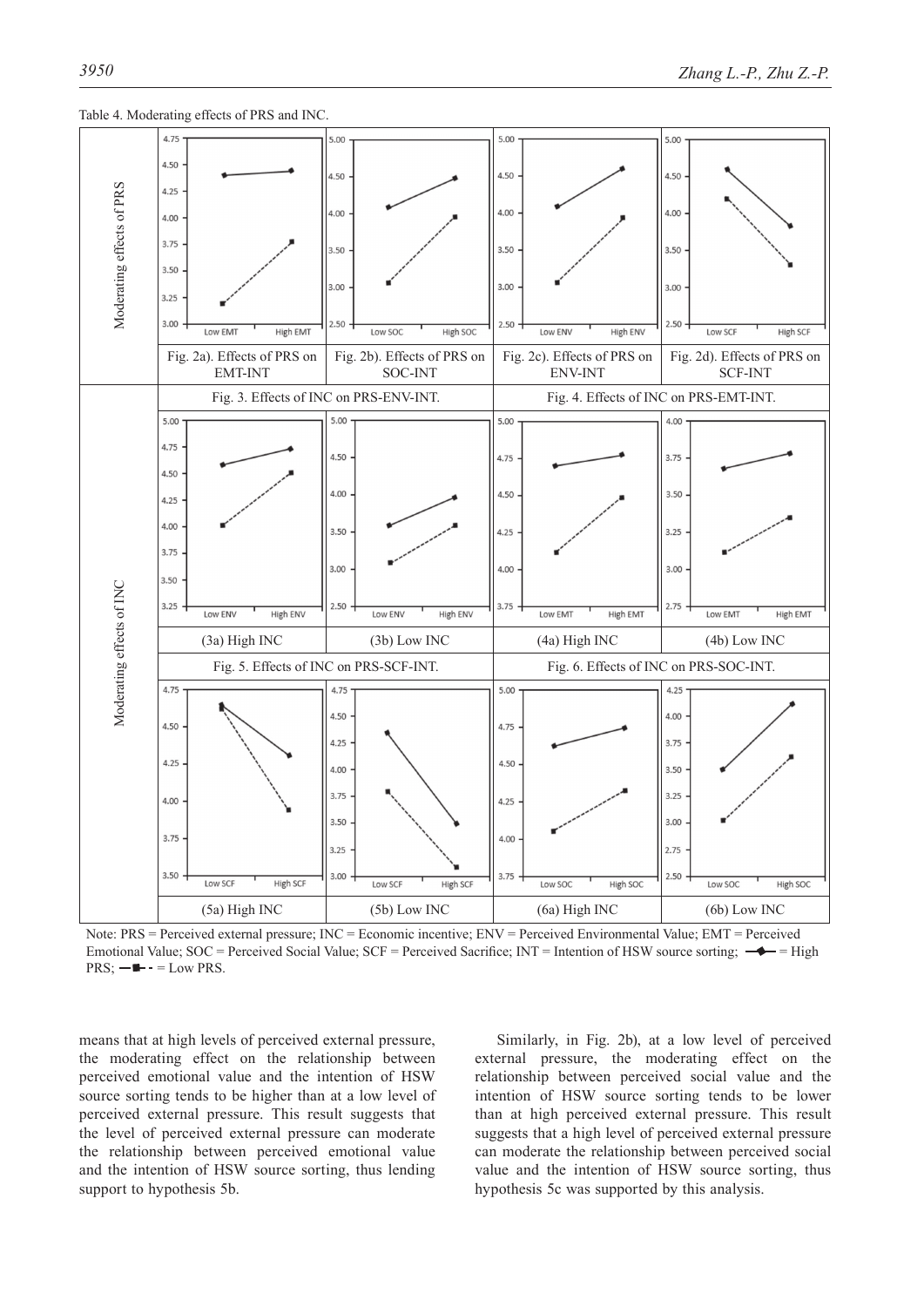Table 4. Moderating effects of PRS and INC.

| | | | | |
|---|---|---|---|---|
| Moderating effects of PRS | Fig. 2a). Effects of PRS on EMT-INT | Fig. 2b). Effects of PRS on SOC-INT | Fig. 2c). Effects of PRS on ENV-INT | Fig. 2d). Effects of PRS on SCF-INT |
| Moderating effects of INC | Fig. 3. Effects of INC on PRS-ENV-INT. | | Fig. 4. Effects of INC on PRS-EMT-INT. | |
| | (3a) High INC | (3b) Low INC | (4a) High INC | (4b) Low INC |
| | Fig. 5. Effects of INC on PRS-SCF-INT. | | Fig. 6. Effects of INC on PRS-SOC-INT. | |
| | (5a) High INC | (5b) Low INC | (6a) High INC | (6b) Low INC |

Note: PRS = Perceived external pressure; INC = Economic incentive; ENV = Perceived Environmental Value; EMT = Perceived Emotional Value; SOC = Perceived Social Value; SCF = Perceived Sacrifice; INT = Intention of HSW source sorting; —◆— = High PRS; —■- - = Low PRS.

means that at high levels of perceived external pressure, the moderating effect on the relationship between perceived emotional value and the intention of HSW source sorting tends to be higher than at a low level of perceived external pressure. This result suggests that the level of perceived external pressure can moderate the relationship between perceived emotional value and the intention of HSW source sorting, thus lending support to hypothesis 5b.

Similarly, in Fig. 2b), at a low level of perceived external pressure, the moderating effect on the relationship between perceived social value and the intention of HSW source sorting tends to be lower than at high perceived external pressure. This result suggests that a high level of perceived external pressure can moderate the relationship between perceived social value and the intention of HSW source sorting, thus hypothesis 5c was supported by this analysis.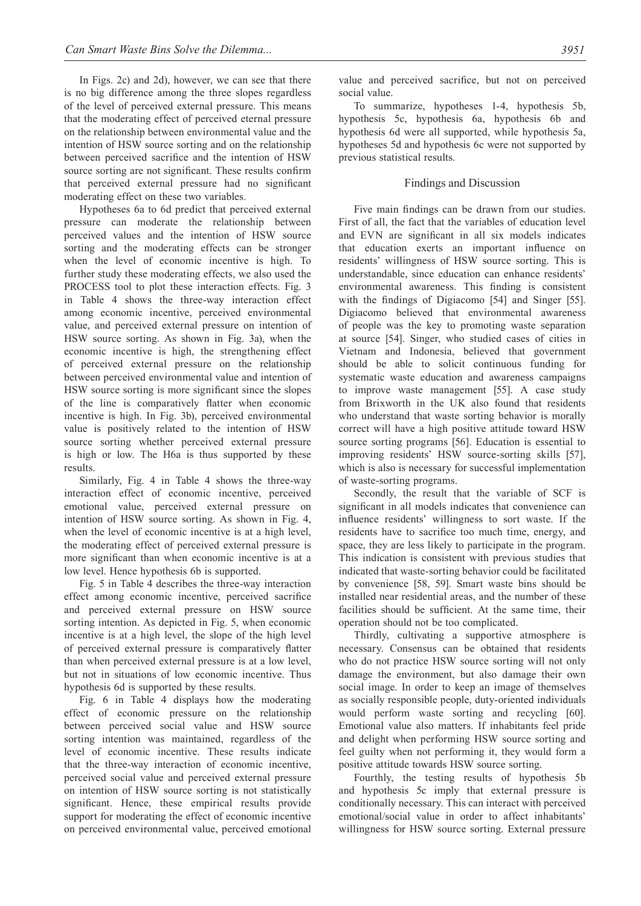In Figs. 2c) and 2d), however, we can see that there is no big difference among the three slopes regardless of the level of perceived external pressure. This means that the moderating effect of perceived eternal pressure on the relationship between environmental value and the intention of HSW source sorting and on the relationship between perceived sacrifice and the intention of HSW source sorting are not significant. These results confirm that perceived external pressure had no significant moderating effect on these two variables.

Hypotheses 6a to 6d predict that perceived external pressure can moderate the relationship between perceived values and the intention of HSW source sorting and the moderating effects can be stronger when the level of economic incentive is high. To further study these moderating effects, we also used the PROCESS tool to plot these interaction effects. Fig. 3 in Table 4 shows the three-way interaction effect among economic incentive, perceived environmental value, and perceived external pressure on intention of HSW source sorting. As shown in Fig. 3a), when the economic incentive is high, the strengthening effect of perceived external pressure on the relationship between perceived environmental value and intention of HSW source sorting is more significant since the slopes of the line is comparatively flatter when economic incentive is high. In Fig. 3b), perceived environmental value is positively related to the intention of HSW source sorting whether perceived external pressure is high or low. The H6a is thus supported by these results.

Similarly, Fig. 4 in Table 4 shows the three-way interaction effect of economic incentive, perceived emotional value, perceived external pressure on intention of HSW source sorting. As shown in Fig. 4, when the level of economic incentive is at a high level, the moderating effect of perceived external pressure is more significant than when economic incentive is at a low level. Hence hypothesis 6b is supported.

Fig. 5 in Table 4 describes the three-way interaction effect among economic incentive, perceived sacrifice and perceived external pressure on HSW source sorting intention. As depicted in Fig. 5, when economic incentive is at a high level, the slope of the high level of perceived external pressure is comparatively flatter than when perceived external pressure is at a low level, but not in situations of low economic incentive. Thus hypothesis 6d is supported by these results.

Fig. 6 in Table 4 displays how the moderating effect of economic pressure on the relationship between perceived social value and HSW source sorting intention was maintained, regardless of the level of economic incentive. These results indicate that the three-way interaction of economic incentive, perceived social value and perceived external pressure on intention of HSW source sorting is not statistically significant. Hence, these empirical results provide support for moderating the effect of economic incentive on perceived environmental value, perceived emotional value and perceived sacrifice, but not on perceived social value.

To summarize, hypotheses 1-4, hypothesis 5b, hypothesis 5c, hypothesis 6a, hypothesis 6b and hypothesis 6d were all supported, while hypothesis 5a, hypotheses 5d and hypothesis 6c were not supported by previous statistical results.

## Findings and Discussion

Five main findings can be drawn from our studies. First of all, the fact that the variables of education level and EVN are significant in all six models indicates that education exerts an important influence on residents' willingness of HSW source sorting. This is understandable, since education can enhance residents' environmental awareness. This finding is consistent with the findings of Digiacomo [54] and Singer [55]. Digiacomo believed that environmental awareness of people was the key to promoting waste separation at source [54]. Singer, who studied cases of cities in Vietnam and Indonesia, believed that government should be able to solicit continuous funding for systematic waste education and awareness campaigns to improve waste management [55]. A case study from Brixworth in the UK also found that residents who understand that waste sorting behavior is morally correct will have a high positive attitude toward HSW source sorting programs [56]. Education is essential to improving residents' HSW source-sorting skills [57], which is also is necessary for successful implementation of waste-sorting programs.

Secondly, the result that the variable of SCF is significant in all models indicates that convenience can influence residents' willingness to sort waste. If the residents have to sacrifice too much time, energy, and space, they are less likely to participate in the program. This indication is consistent with previous studies that indicated that waste-sorting behavior could be facilitated by convenience [58, 59]. Smart waste bins should be installed near residential areas, and the number of these facilities should be sufficient. At the same time, their operation should not be too complicated.

Thirdly, cultivating a supportive atmosphere is necessary. Consensus can be obtained that residents who do not practice HSW source sorting will not only damage the environment, but also damage their own social image. In order to keep an image of themselves as socially responsible people, duty-oriented individuals would perform waste sorting and recycling [60]. Emotional value also matters. If inhabitants feel pride and delight when performing HSW source sorting and feel guilty when not performing it, they would form a positive attitude towards HSW source sorting.

Fourthly, the testing results of hypothesis 5b and hypothesis 5c imply that external pressure is conditionally necessary. This can interact with perceived emotional/social value in order to affect inhabitants' willingness for HSW source sorting. External pressure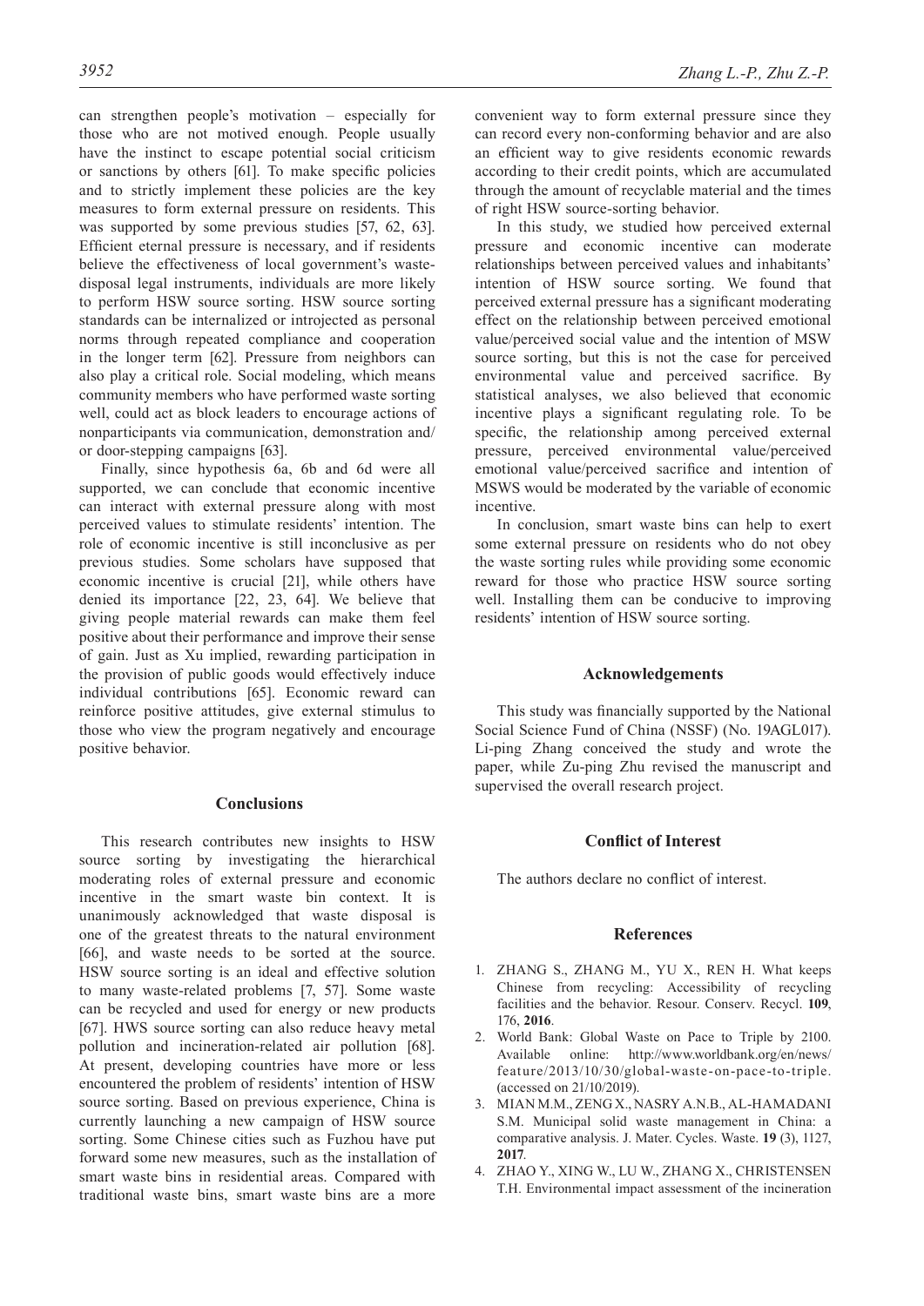can strengthen people's motivation – especially for those who are not motived enough. People usually have the instinct to escape potential social criticism or sanctions by others [61]. To make specific policies and to strictly implement these policies are the key measures to form external pressure on residents. This was supported by some previous studies [57, 62, 63]. Efficient eternal pressure is necessary, and if residents believe the effectiveness of local government's waste-disposal legal instruments, individuals are more likely to perform HSW source sorting. HSW source sorting standards can be internalized or introjected as personal norms through repeated compliance and cooperation in the longer term [62]. Pressure from neighbors can also play a critical role. Social modeling, which means community members who have performed waste sorting well, could act as block leaders to encourage actions of nonparticipants via communication, demonstration and/or door-stepping campaigns [63].

Finally, since hypothesis 6a, 6b and 6d were all supported, we can conclude that economic incentive can interact with external pressure along with most perceived values to stimulate residents' intention. The role of economic incentive is still inconclusive as per previous studies. Some scholars have supposed that economic incentive is crucial [21], while others have denied its importance [22, 23, 64]. We believe that giving people material rewards can make them feel positive about their performance and improve their sense of gain. Just as Xu implied, rewarding participation in the provision of public goods would effectively induce individual contributions [65]. Economic reward can reinforce positive attitudes, give external stimulus to those who view the program negatively and encourage positive behavior.

## Conclusions

This research contributes new insights to HSW source sorting by investigating the hierarchical moderating roles of external pressure and economic incentive in the smart waste bin context. It is unanimously acknowledged that waste disposal is one of the greatest threats to the natural environment [66], and waste needs to be sorted at the source. HSW source sorting is an ideal and effective solution to many waste-related problems [7, 57]. Some waste can be recycled and used for energy or new products [67]. HWS source sorting can also reduce heavy metal pollution and incineration-related air pollution [68]. At present, developing countries have more or less encountered the problem of residents' intention of HSW source sorting. Based on previous experience, China is currently launching a new campaign of HSW source sorting. Some Chinese cities such as Fuzhou have put forward some new measures, such as the installation of smart waste bins in residential areas. Compared with traditional waste bins, smart waste bins are a more convenient way to form external pressure since they can record every non-conforming behavior and are also an efficient way to give residents economic rewards according to their credit points, which are accumulated through the amount of recyclable material and the times of right HSW source-sorting behavior.

In this study, we studied how perceived external pressure and economic incentive can moderate relationships between perceived values and inhabitants' intention of HSW source sorting. We found that perceived external pressure has a significant moderating effect on the relationship between perceived emotional value/perceived social value and the intention of MSW source sorting, but this is not the case for perceived environmental value and perceived sacrifice. By statistical analyses, we also believed that economic incentive plays a significant regulating role. To be specific, the relationship among perceived external pressure, perceived environmental value/perceived emotional value/perceived sacrifice and intention of MSWS would be moderated by the variable of economic incentive.

In conclusion, smart waste bins can help to exert some external pressure on residents who do not obey the waste sorting rules while providing some economic reward for those who practice HSW source sorting well. Installing them can be conducive to improving residents' intention of HSW source sorting.

## Acknowledgements

This study was financially supported by the National Social Science Fund of China (NSSF) (No. 19AGL017). Li-ping Zhang conceived the study and wrote the paper, while Zu-ping Zhu revised the manuscript and supervised the overall research project.

## Conflict of Interest

The authors declare no conflict of interest.

## References

1. ZHANG S., ZHANG M., YU X., REN H. What keeps Chinese from recycling: Accessibility of recycling facilities and the behavior. Resour. Conserv. Recycl. **109**, 176, **2016**.
2. World Bank: Global Waste on Pace to Triple by 2100. Available online: http://www.worldbank.org/en/news/feature/2013/10/30/global-waste-on-pace-to-triple. (accessed on 21/10/2019).
3. MIAN M.M., ZENG X., NASRY A.N.B., AL-HAMADANI S.M. Municipal solid waste management in China: a comparative analysis. J. Mater. Cycles. Waste. **19** (3), 1127, **2017**.
4. ZHAO Y., XING W., LU W., ZHANG X., CHRISTENSEN T.H. Environmental impact assessment of the incineration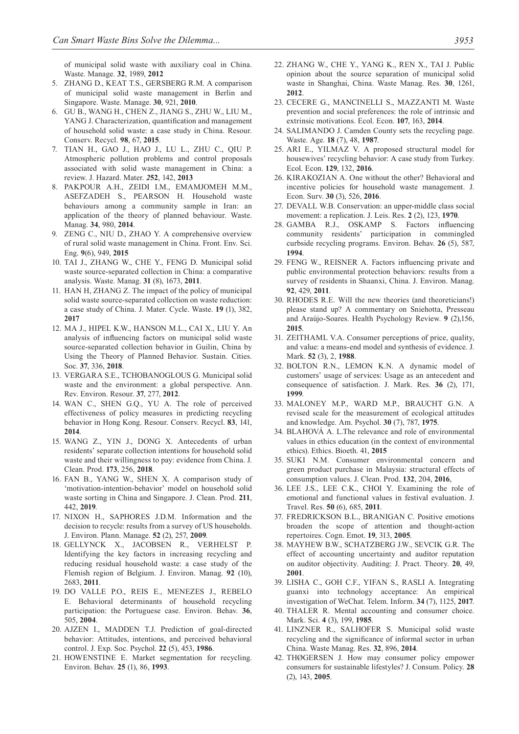of municipal solid waste with auxiliary coal in China. Waste. Manage. **32**, 1989, **2012**

5. ZHANG D., KEAT T.S., GERSBERG R.M. A comparison of municipal solid waste management in Berlin and Singapore. Waste. Manage. **30**, 921, **2010**.
6. GU B., WANG H., CHEN Z., JIANG S., ZHU W., LIU M., YANG J. Characterization, quantification and management of household solid waste: a case study in China. Resour. Conserv. Recycl. **98**, 67, **2015**.
7. TIAN H., GAO J., HAO J., LU L., ZHU C., QIU P. Atmospheric pollution problems and control proposals associated with solid waste management in China: a review. J. Hazard. Mater. *2***52**, 142, **2013**
8. PAKPOUR A.H., ZEIDI I.M., EMAMJOMEH M.M., ASEFZADEH S., PEARSON H. Household waste behaviours among a community sample in Iran: an application of the theory of planned behaviour. Waste. Manag. **34**, 980, **2014**.
9. ZENG C., NIU D., ZHAO Y. A comprehensive overview of rural solid waste management in China. Front. Env. Sci. Eng. **9**(6), 949, **2015**
10. TAI J., ZHANG W., CHE Y., FENG D. Municipal solid waste source-separated collection in China: a comparative analysis. Waste. Manag. **31** (8), 1673, **2011**.
11. HAN H, ZHANG Z. The impact of the policy of municipal solid waste source-separated collection on waste reduction: a case study of China. J. Mater. Cycle. Waste. **19** (1), 382, **2017**
12. MA J., HIPEL K.W., HANSON M.L., CAI X., LIU Y. An analysis of influencing factors on municipal solid waste source-separated collection behavior in Guilin, China by Using the Theory of Planned Behavior. Sustain. Cities. Soc. **37**, 336, **2018**.
13. VERGARA S.E., TCHOBANOGLOUS G. Municipal solid waste and the environment: a global perspective. Ann. Rev. Environ. Resour. **37**, 277, **2012**.
14. WAN C., SHEN G.Q., YU A. The role of perceived effectiveness of policy measures in predicting recycling behavior in Hong Kong. Resour. Conserv. Recycl. **83**, 141, **2014**.
15. WANG Z., YIN J., DONG X. Antecedents of urban residents' separate collection intentions for household solid waste and their willingness to pay: evidence from China. J. Clean. Prod. **173**, 256, **2018**.
16. FAN B., YANG W., SHEN X. A comparison study of 'motivation-intention-behavior' model on household solid waste sorting in China and Singapore. J. Clean. Prod. **211**, 442, **2019**.
17. NIXON H., SAPHORES J.D.M. Information and the decision to recycle: results from a survey of US households. J. Environ. Plann. Manage. **52** (2), 257, **2009**.
18. GELLYNCK X., JACOBSEN R., VERHELST P. Identifying the key factors in increasing recycling and reducing residual household waste: a case study of the Flemish region of Belgium. J. Environ. Manag. **92** (10), 2683, **2011**.
19. DO VALLE P.O., REIS E., MENEZES J., REBELO E. Behavioral determinants of household recycling participation: the Portuguese case. Environ. Behav. **36**, 505, **2004**.
20. AJZEN I., MADDEN T.J. Prediction of goal-directed behavior: Attitudes, intentions, and perceived behavioral control. J. Exp. Soc. Psychol. **22** (5), 453, **1986**.
21. HOWENSTINE E. Market segmentation for recycling. Environ. Behav. **25** (1), 86, **1993**.
22. ZHANG W., CHE Y., YANG K., REN X., TAI J. Public opinion about the source separation of municipal solid waste in Shanghai, China. Waste Manag. Res. **30**, 1261, **2012**.
23. CECERE G., MANCINELLI S., MAZZANTI M. Waste prevention and social preferences: the role of intrinsic and extrinsic motivations. Ecol. Econ. **107**, 163, **2014**.
24. SALIMANDO J. Camden County sets the recycling page. Waste. Age. **18** (7), 48, **1987**.
25. ARI E., YILMAZ V. A proposed structural model for housewives' recycling behavior: A case study from Turkey. Ecol. Econ. **129**, 132, **2016**.
26. KIRAKOZIAN A. One without the other? Behavioral and incentive policies for household waste management. J. Econ. Surv. **30** (3), 526, **2016**.
27. DEVALL W.B. Conservation: an upper-middle class social movement: a replication. J. Leis. Res. **2** (2), 123, **1970**.
28. GAMBA R.J., OSKAMP S. Factors influencing community residents' participation in commingled curbside recycling programs. Environ. Behav. **26** (5), 587, **1994**.
29. FENG W., REISNER A. Factors influencing private and public environmental protection behaviors: results from a survey of residents in Shaanxi, China. J. Environ. Manag. **92**, 429, **2011**.
30. RHODES R.E. Will the new theories (and theoreticians!) please stand up? A commentary on Sniehotta, Presseau and Araújo-Soares. Health Psychology Review. **9** (2),156, **2015**.
31. ZEITHAML V.A. Consumer perceptions of price, quality, and value: a means-end model and synthesis of evidence. J. Mark. **52** (3), 2, **1988**.
32. BOLTON R.N., LEMON K.N. A dynamic model of customers' usage of services: Usage as an antecedent and consequence of satisfaction. J. Mark. Res. **36** (2), 171, **1999**.
33. MALONEY M.P., WARD M.P., BRAUCHT G.N. A revised scale for the measurement of ecological attitudes and knowledge. Am. Psychol. **30** (7), 787, **1975**.
34. BLAHOVÁ A. L.The relevance and role of environmental values in ethics education (in the context of environmental ethics). Ethics. Bioeth. 41, **2015**
35. SUKI N.M. Consumer environmental concern and green product purchase in Malaysia: structural effects of consumption values. J. Clean. Prod. **132**, 204, **2016**,
36. LEE J.S., LEE C.K., CHOI Y. Examining the role of emotional and functional values in festival evaluation. J. Travel. Res. **50** (6), 685, **2011**.
37. FREDRICKSON B.L., BRANIGAN C. Positive emotions broaden the scope of attention and thought-action repertoires. Cogn. Emot. **19**, 313, **2005**.
38. MAYHEW B.W., SCHATZBERG J.W., SEVCIK G.R. The effect of accounting uncertainty and auditor reputation on auditor objectivity. Auditing: J. Pract. Theory. **20**, 49, **2001**.
39. LISHA C., GOH C.F., YIFAN S., RASLI A. Integrating guanxi into technology acceptance: An empirical investigation of WeChat. Telem. Inform. **34** (7), 1125, **2017**.
40. THALER R. Mental accounting and consumer choice. Mark. Sci. **4** (3), 199, **1985**.
41. LINZNER R., SALHOFER S. Municipal solid waste recycling and the significance of informal sector in urban China. Waste Manag. Res. **32**, 896, **2014**.
42. THØGERSEN J. How may consumer policy empower consumers for sustainable lifestyles? J. Consum. Policy. **28** (2), 143, **2005**.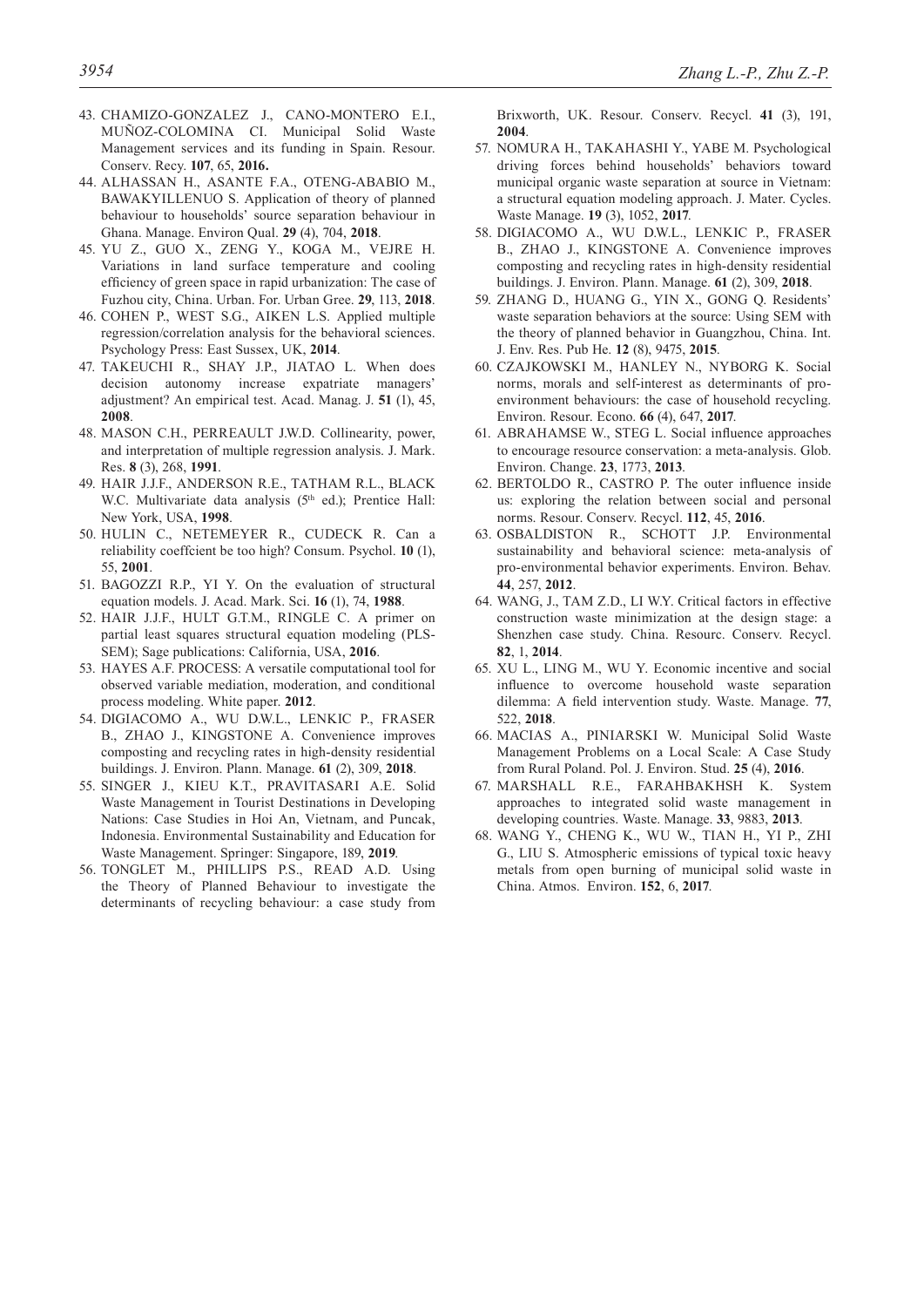43. CHAMIZO-GONZALEZ J., CANO-MONTERO E.I., MUÑOZ-COLOMINA CI. Municipal Solid Waste Management services and its funding in Spain. Resour. Conserv. Recy. **107**, 65, **2016.**
44. ALHASSAN H., ASANTE F.A., OTENG-ABABIO M., BAWAKYILLENUO S. Application of theory of planned behaviour to households' source separation behaviour in Ghana. Manage. Environ Qual. **29** (4), 704, **2018**.
45. YU Z., GUO X., ZENG Y., KOGA M., VEJRE H. Variations in land surface temperature and cooling efficiency of green space in rapid urbanization: The case of Fuzhou city, China. Urban. For. Urban Gree. **29**, 113, **2018**.
46. COHEN P., WEST S.G., AIKEN L.S. Applied multiple regression/correlation analysis for the behavioral sciences. Psychology Press: East Sussex, UK, **2014**.
47. TAKEUCHI R., SHAY J.P., JIATAO L. When does decision autonomy increase expatriate managers' adjustment? An empirical test. Acad. Manag. J. **51** (1), 45, **2008**.
48. MASON C.H., PERREAULT J.W.D. Collinearity, power, and interpretation of multiple regression analysis. J. Mark. Res. **8** (3), 268, **1991**.
49. HAIR J.J.F., ANDERSON R.E., TATHAM R.L., BLACK W.C. Multivariate data analysis (5th ed.); Prentice Hall: New York, USA, **1998**.
50. HULIN C., NETEMEYER R., CUDECK R. Can a reliability coeffcient be too high? Consum. Psychol. **10** (1), 55, **2001**.
51. BAGOZZI R.P., YI Y. On the evaluation of structural equation models. J. Acad. Mark. Sci. **16** (1), 74, **1988**.
52. HAIR J.J.F., HULT G.T.M., RINGLE C. A primer on partial least squares structural equation modeling (PLS-SEM); Sage publications: California, USA, **2016**.
53. HAYES A.F. PROCESS: A versatile computational tool for observed variable mediation, moderation, and conditional process modeling. White paper. **2012**.
54. DIGIACOMO A., WU D.W.L., LENKIC P., FRASER B., ZHAO J., KINGSTONE A. Convenience improves composting and recycling rates in high-density residential buildings. J. Environ. Plann. Manage. **61** (2), 309, **2018**.
55. SINGER J., KIEU K.T., PRAVITASARI A.E. Solid Waste Management in Tourist Destinations in Developing Nations: Case Studies in Hoi An, Vietnam, and Puncak, Indonesia. Environmental Sustainability and Education for Waste Management. Springer: Singapore, 189, **2019**.
56. TONGLET M., PHILLIPS P.S., READ A.D. Using the Theory of Planned Behaviour to investigate the determinants of recycling behaviour: a case study from Brixworth, UK. Resour. Conserv. Recycl. **41** (3), 191, **2004**.
57. NOMURA H., TAKAHASHI Y., YABE M. Psychological driving forces behind households' behaviors toward municipal organic waste separation at source in Vietnam: a structural equation modeling approach. J. Mater. Cycles. Waste Manage. **19** (3), 1052, **2017**.
58. DIGIACOMO A., WU D.W.L., LENKIC P., FRASER B., ZHAO J., KINGSTONE A. Convenience improves composting and recycling rates in high-density residential buildings. J. Environ. Plann. Manage. **61** (2), 309, **2018**.
59. ZHANG D., HUANG G., YIN X., GONG Q. Residents' waste separation behaviors at the source: Using SEM with the theory of planned behavior in Guangzhou, China. Int. J. Env. Res. Pub He. **12** (8), 9475, **2015**.
60. CZAJKOWSKI M., HANLEY N., NYBORG K. Social norms, morals and self-interest as determinants of pro-environment behaviours: the case of household recycling. Environ. Resour. Econo. **66** (4), 647, **2017**.
61. ABRAHAMSE W., STEG L. Social influence approaches to encourage resource conservation: a meta-analysis. Glob. Environ. Change. **23**, 1773, **2013**.
62. BERTOLDO R., CASTRO P. The outer influence inside us: exploring the relation between social and personal norms. Resour. Conserv. Recycl. **112**, 45, **2016**.
63. OSBALDISTON R., SCHOTT J.P. Environmental sustainability and behavioral science: meta-analysis of pro-environmental behavior experiments. Environ. Behav. **44**, 257, **2012**.
64. WANG, J., TAM Z.D., LI W.Y. Critical factors in effective construction waste minimization at the design stage: a Shenzhen case study. China. Resourc. Conserv. Recycl. **82**, 1, **2014**.
65. XU L., LING M., WU Y. Economic incentive and social influence to overcome household waste separation dilemma: A field intervention study. Waste. Manage. **77**, 522, **2018**.
66. MACIAS A., PINIARSKI W. Municipal Solid Waste Management Problems on a Local Scale: A Case Study from Rural Poland. Pol. J. Environ. Stud. **25** (4), **2016**.
67. MARSHALL R.E., FARAHBAKHSH K. System approaches to integrated solid waste management in developing countries. Waste. Manage. **33**, 9883, **2013**.
68. WANG Y., CHENG K., WU W., TIAN H., YI P., ZHI G., LIU S. Atmospheric emissions of typical toxic heavy metals from open burning of municipal solid waste in China. Atmos. Environ. **152**, 6, **2017**.